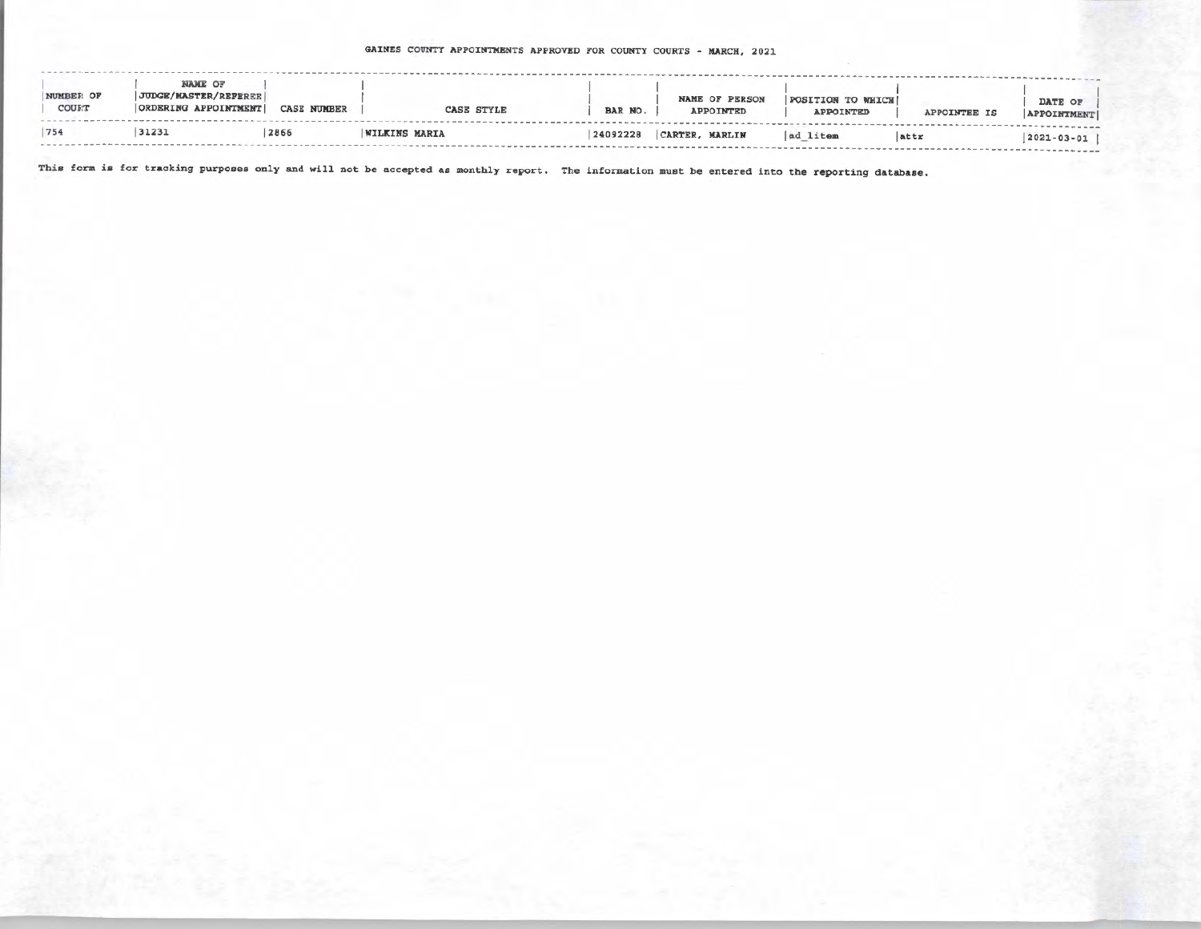GAINES COUNTY APPOINTMENTS APPROVED FOR COUNTY COURTS - MARCH, 2021

| NUMBER OF COURT | NAME OF JUDGE/MASTER/REFEREE ORDERING APPOINTMENT | CASE NUMBER | CASE STYLE | BAR NO. | NAME OF PERSON APPOINTED | POSITION TO WHICH APPOINTED | APPOINTEE IS | DATE OF APPOINTMENT |
|---|---|---|---|---|---|---|---|---|
| 754 | 31231 | 2866 | WILKINS MARIA | 24092228 | CARTER, MARLIN | ad_litem | attr | 2021-03-01 |

This form is for tracking purposes only and will not be accepted as monthly report. The information must be entered into the reporting database.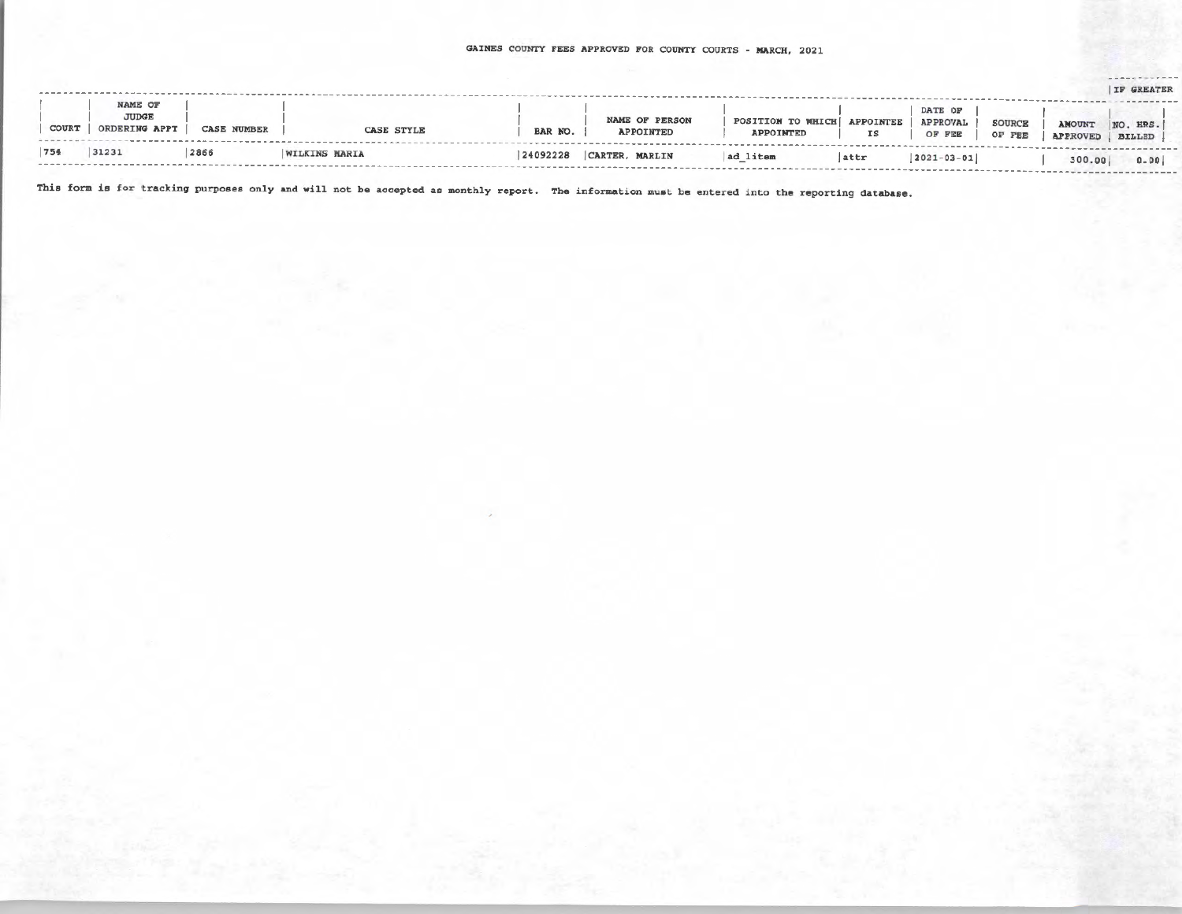GAINES COUNTY FEES APPROVED FOR COUNTY COURTS - MARCH, 2021

| COURT | NAME OF JUDGE ORDERING APPT | CASE NUMBER | CASE STYLE | BAR NO. | NAME OF PERSON APPOINTED | POSITION TO WHICH APPOINTED | APPOINTEE IS | DATE OF APPROVAL OF FEE | SOURCE OF FEE | AMOUNT APPROVED | IF GREATER NO. HRS. BILLED |
|---|---|---|---|---|---|---|---|---|---|---|---|
| 754 | 31231 | 2866 | WILKINS MARIA | 24092228 | CARTER, MARLIN | ad_litem | attr | 2021-03-01 | | 300.00 | 0.00 |

This form is for tracking purposes only and will not be accepted as monthly report. The information must be entered into the reporting database.